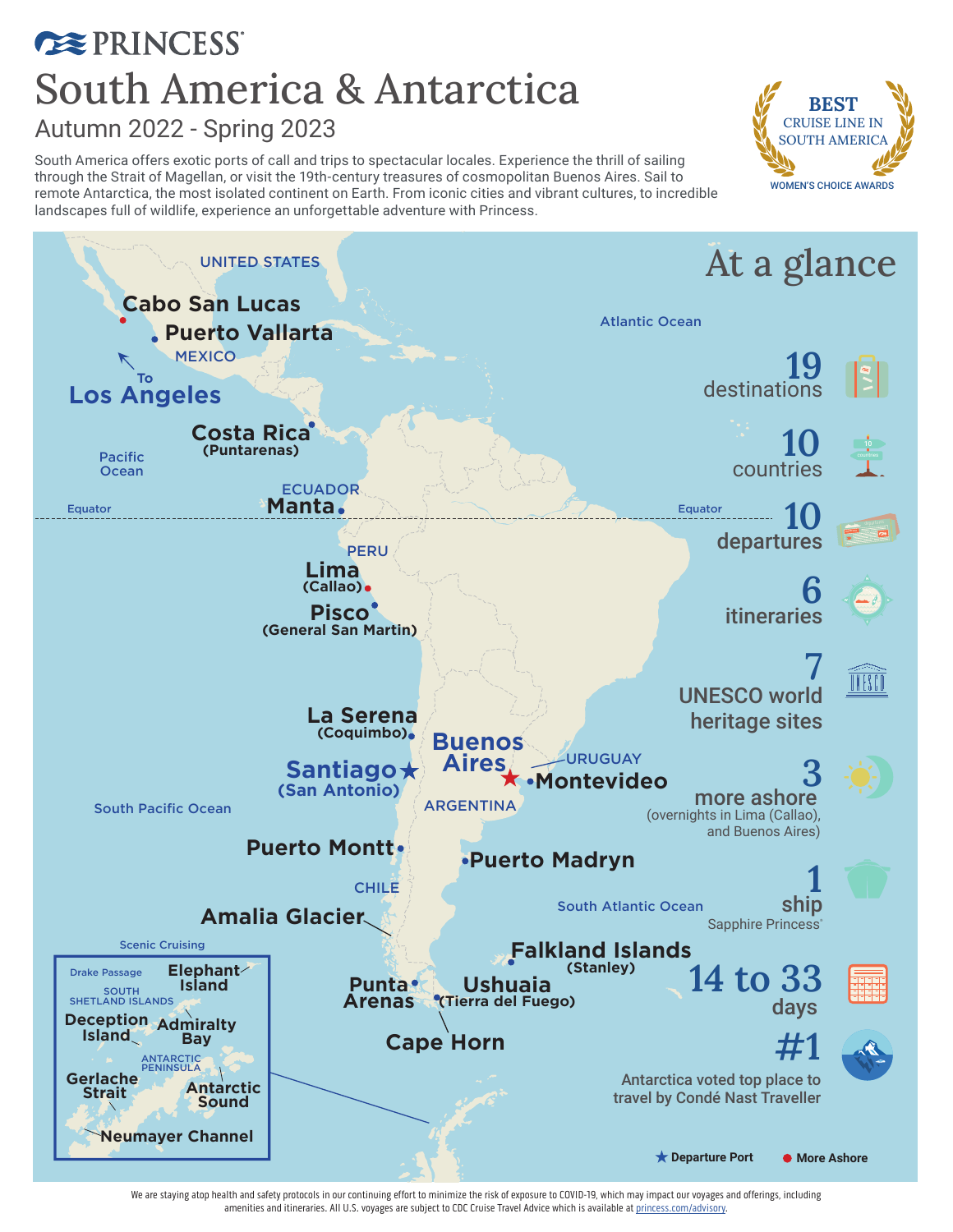# PRINCESS

# South America & Antarctica

## Autumn 2022 - Spring 2023

South America offers exotic ports of call and trips to spectacular locales. Experience the thrill of sailing through the Strait of Magellan, or visit the 19th-century treasures of cosmopolitan Buenos Aires. Sail to remote Antarctica, the most isolated continent on Earth. From iconic cities and vibrant cultures, to incredible landscapes full of wildlife, experience an unforgettable adventure with Princess.

**BEST** CRUISE LINE IN SOUTH AMERICA — WOMEN'S CHOICE AWARDS

UNITED STATES · Cabo San Lucas · Puerto Vallarta · MEXICO · To Los Angeles · Atlantic Ocean · Costa Rica (Puntarenas) · Pacific Ocean · ECUADOR · Manta · Equator · PERU · Lima (Callao) · Pisco (General San Martin) · La Serena (Coquimbo) · Buenos Aires · URUGUAY · Santiago (San Antonio) · Montevideo · ARGENTINA · South Pacific Ocean · Puerto Montt · Puerto Madryn · CHILE · Amalia Glacier · South Atlantic Ocean · Falkland Islands (Stanley) · Punta Arenas · Ushuaia (Tierra del Fuego) · Cape Horn

Scenic Cruising: Drake Passage · Elephant Island · SOUTH SHETLAND ISLANDS · Deception Island · Admiralty Bay · ANTARCTIC PENINSULA · Gerlache Strait · Antarctic Sound · Neumayer Channel

★ Departure Port · ● More Ashore

## At a glance

- **19** destinations
- **10** countries
- **10** departures
- **6** itineraries
- **7** UNESCO world heritage sites
- **3** more ashore (overnights in Lima (Callao), and Buenos Aires)
- **1** ship — Sapphire Princess®
- **14 to 33** days
- **#1** Antarctica voted top place to travel by Condé Nast Traveller

We are staying atop health and safety protocols in our continuing effort to minimize the risk of exposure to COVID-19, which may impact our voyages and offerings, including amenities and itineraries. All U.S. voyages are subject to CDC Cruise Travel Advice which is available at princess.com/advisory.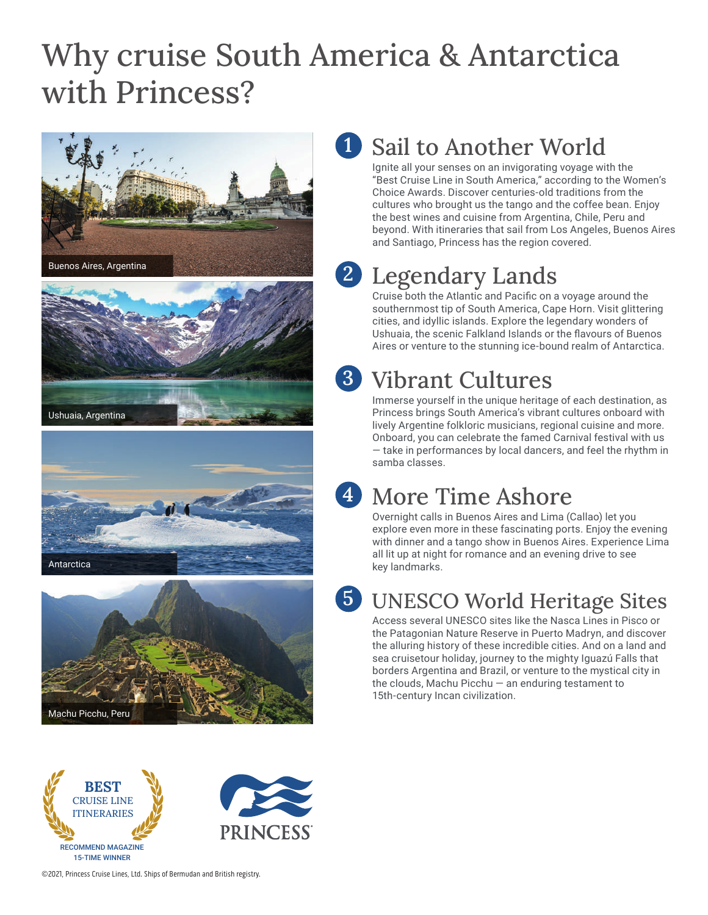# Why cruise South America & Antarctica with Princess?

Buenos Aires, Argentina

Ushuaia, Argentina

Antarctica

Machu Picchu, Peru

## 1 Sail to Another World

Ignite all your senses on an invigorating voyage with the "Best Cruise Line in South America," according to the Women's Choice Awards. Discover centuries-old traditions from the cultures who brought us the tango and the coffee bean. Enjoy the best wines and cuisine from Argentina, Chile, Peru and beyond. With itineraries that sail from Los Angeles, Buenos Aires and Santiago, Princess has the region covered.

## 2 Legendary Lands

Cruise both the Atlantic and Pacific on a voyage around the southernmost tip of South America, Cape Horn. Visit glittering cities, and idyllic islands. Explore the legendary wonders of Ushuaia, the scenic Falkland Islands or the flavours of Buenos Aires or venture to the stunning ice-bound realm of Antarctica.

## 3 Vibrant Cultures

Immerse yourself in the unique heritage of each destination, as Princess brings South America's vibrant cultures onboard with lively Argentine folkloric musicians, regional cuisine and more. Onboard, you can celebrate the famed Carnival festival with us — take in performances by local dancers, and feel the rhythm in samba classes.

## 4 More Time Ashore

Overnight calls in Buenos Aires and Lima (Callao) let you explore even more in these fascinating ports. Enjoy the evening with dinner and a tango show in Buenos Aires. Experience Lima all lit up at night for romance and an evening drive to see key landmarks.

## 5 UNESCO World Heritage Sites

Access several UNESCO sites like the Nasca Lines in Pisco or the Patagonian Nature Reserve in Puerto Madryn, and discover the alluring history of these incredible cities. And on a land and sea cruisetour holiday, journey to the mighty Iguazú Falls that borders Argentina and Brazil, or venture to the mystical city in the clouds, Machu Picchu — an enduring testament to 15th-century Incan civilization.

BEST CRUISE LINE ITINERARIES

RECOMMEND MAGAZINE 15-TIME WINNER

PRINCESS

©2021, Princess Cruise Lines, Ltd. Ships of Bermudan and British registry.